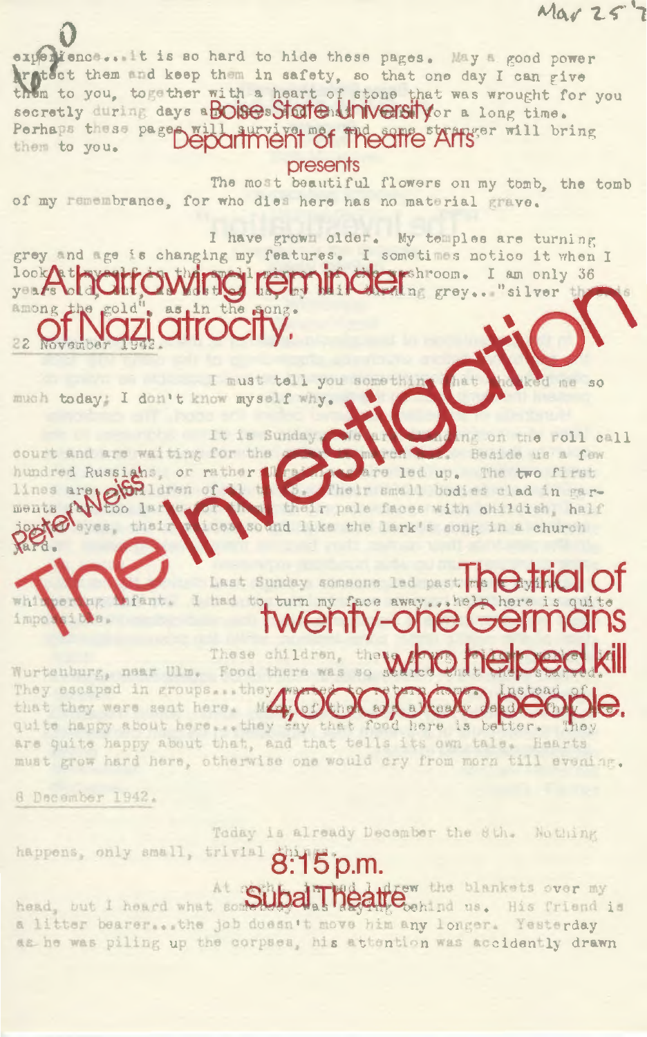Mar 25

# Boise State University Department of Theatre Arts

presents

## A harrowing reminder of Nazi atrocity.

# Peter Weiss' The Investigation

## The trial of twenty-one Germans who helped kill 4,000,000 people.

### 8:15 p.m.

### Subal Theatre

experience...it is so hard to hide these pages. May a good power protect them and keep them in safety, so that one day I can give them to you, together with a heart of stone that was wrought for you secretly during days and nights for a long time. Perhaps these pages will survive me, and some stranger will bring them to you.

The most beautiful flowers on my tomb, the tomb of my remembrance, for who dies here has no material grave.

I have grown older. My temples are turning grey and age is changing my features. I sometimes notice it when I look at myself in the small mirror of the washroom. I am only 36 years old, but, as most of us, my hair is turning grey..."silver threads among the gold", as in the song.

22 November 1942.

I must tell you something that shocked me so much today; I don't know myself why.

It is Sunday. We are standing on the roll call court and are waiting for the order to march out. Beside us a few hundred Russians, or rather Ukrainians are led up. The two first lines are children of 8 to 10. Their small bodies clad in garments far too large for them, their pale faces with childish, half joyful eyes, their voices sound like the lark's song in a church yard.

Last Sunday someone led past me a crying, whimpering infant. I had to turn my face away...help here is quite impossible.

These children, they were living near Wurtenburg, near Ulm. Food there was so scarce that they starved. They escaped in groups...they wanted to return home. Instead of that they were sent here. Many of them are already dead. They are quite happy about here...they say that food here is better. They are quite happy about that, and that tells its own tale. Hearts must grow hard here, otherwise one would cry from morn till evening.

8 December 1942.

Today is already December the 8th. Nothing happens, only small, trivial things.

At night, I had I drew the blankets over my head, but I heard what somebody was saying behind us. His friend is a litter bearer...the job doesn't move him any longer. Yesterday as he was piling up the corpses, his attention was accidently drawn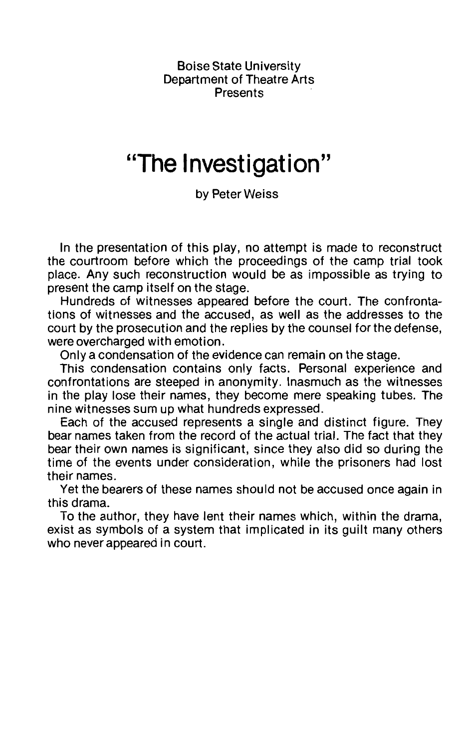Boise State University
Department of Theatre Arts
Presents

# "The Investigation"

by Peter Weiss

In the presentation of this play, no attempt is made to reconstruct the courtroom before which the proceedings of the camp trial took place. Any such reconstruction would be as impossible as trying to present the camp itself on the stage.

Hundreds of witnesses appeared before the court. The confrontations of witnesses and the accused, as well as the addresses to the court by the prosecution and the replies by the counsel for the defense, were overcharged with emotion.

Only a condensation of the evidence can remain on the stage.

This condensation contains only facts. Personal experience and confrontations are steeped in anonymity. Inasmuch as the witnesses in the play lose their names, they become mere speaking tubes. The nine witnesses sum up what hundreds expressed.

Each of the accused represents a single and distinct figure. They bear names taken from the record of the actual trial. The fact that they bear their own names is significant, since they also did so during the time of the events under consideration, while the prisoners had lost their names.

Yet the bearers of these names should not be accused once again in this drama.

To the author, they have lent their names which, within the drama, exist as symbols of a system that implicated in its guilt many others who never appeared in court.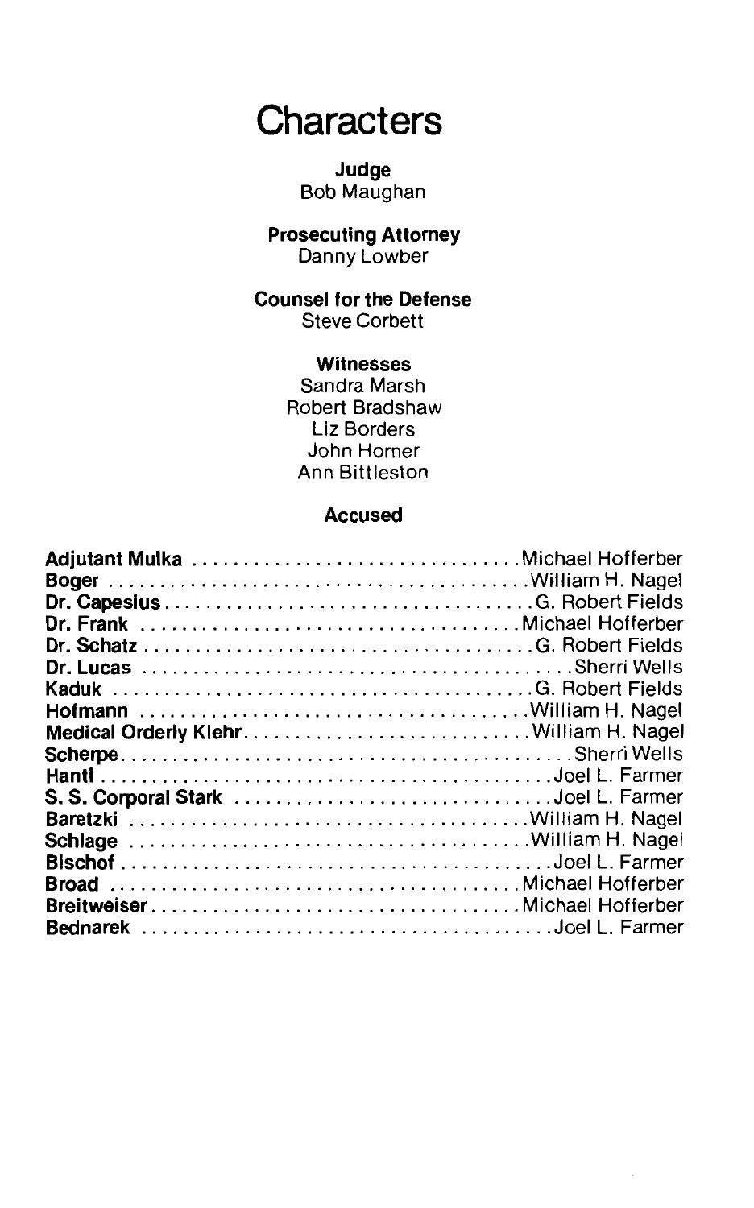# Characters

**Judge**
Bob Maughan

**Prosecuting Attorney**
Danny Lowber

**Counsel for the Defense**
Steve Corbett

**Witnesses**
Sandra Marsh
Robert Bradshaw
Liz Borders
John Horner
Ann Bittleston

**Accused**

**Adjutant Mulka** . . . . . . . . . . . . . . . . . . . . . . . . . . . . . . . . Michael Hofferber
**Boger** . . . . . . . . . . . . . . . . . . . . . . . . . . . . . . . . . . . . . . . William H. Nagel
**Dr. Capesius** . . . . . . . . . . . . . . . . . . . . . . . . . . . . . . . . . . . G. Robert Fields
**Dr. Frank** . . . . . . . . . . . . . . . . . . . . . . . . . . . . . . . . . . . . Michael Hofferber
**Dr. Schatz** . . . . . . . . . . . . . . . . . . . . . . . . . . . . . . . . . . . . . G. Robert Fields
**Dr. Lucas** . . . . . . . . . . . . . . . . . . . . . . . . . . . . . . . . . . . . . . . . Sherri Wells
**Kaduk** . . . . . . . . . . . . . . . . . . . . . . . . . . . . . . . . . . . . . . . . G. Robert Fields
**Hofmann** . . . . . . . . . . . . . . . . . . . . . . . . . . . . . . . . . . . . . William H. Nagel
**Medical Orderly Klehr** . . . . . . . . . . . . . . . . . . . . . . . . . . . William H. Nagel
**Scherpe** . . . . . . . . . . . . . . . . . . . . . . . . . . . . . . . . . . . . . . . . . . Sherri Wells
**Hantl** . . . . . . . . . . . . . . . . . . . . . . . . . . . . . . . . . . . . . . . . . . . Joel L. Farmer
**S. S. Corporal Stark** . . . . . . . . . . . . . . . . . . . . . . . . . . . . . . Joel L. Farmer
**Baretzki** . . . . . . . . . . . . . . . . . . . . . . . . . . . . . . . . . . . . . . William H. Nagel
**Schlage** . . . . . . . . . . . . . . . . . . . . . . . . . . . . . . . . . . . . . . William H. Nagel
**Bischof** . . . . . . . . . . . . . . . . . . . . . . . . . . . . . . . . . . . . . . . . . . Joel L. Farmer
**Broad** . . . . . . . . . . . . . . . . . . . . . . . . . . . . . . . . . . . . . . . Michael Hofferber
**Breitweiser** . . . . . . . . . . . . . . . . . . . . . . . . . . . . . . . . . . Michael Hofferber
**Bednarek** . . . . . . . . . . . . . . . . . . . . . . . . . . . . . . . . . . . . . . . Joel L. Farmer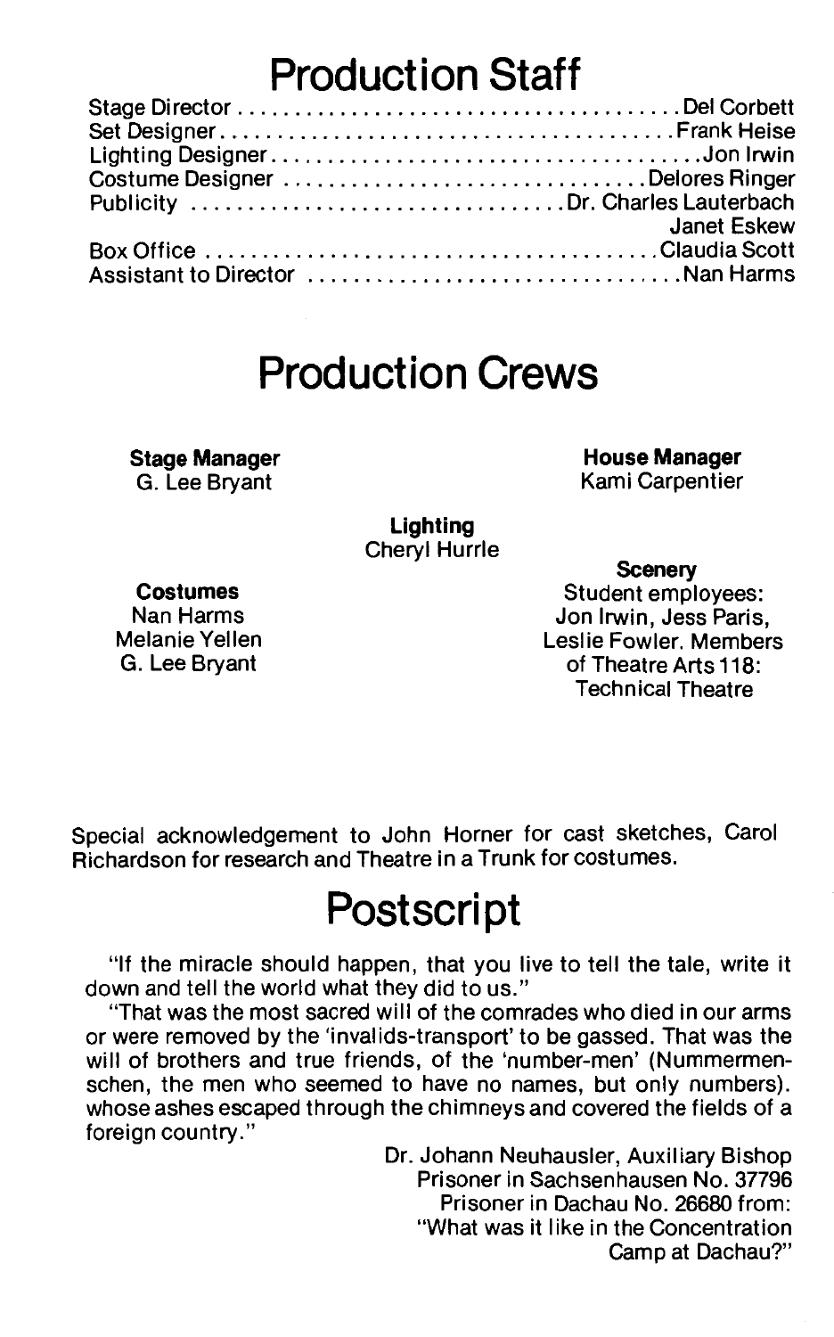# Production Staff

Stage Director . . . . . . . . . . . . . . . . . . . . . . . . . . . . . . . . . . . . . Del Corbett
Set Designer . . . . . . . . . . . . . . . . . . . . . . . . . . . . . . . . . . . . . Frank Heise
Lighting Designer . . . . . . . . . . . . . . . . . . . . . . . . . . . . . . . . . Jon Irwin
Costume Designer . . . . . . . . . . . . . . . . . . . . . . . . . . . . . . Delores Ringer
Publicity . . . . . . . . . . . . . . . . . . . . . . . . . . . . . . . Dr. Charles Lauterbach
Janet Eskew
Box Office . . . . . . . . . . . . . . . . . . . . . . . . . . . . . . . . . . . . . . . Claudia Scott
Assistant to Director . . . . . . . . . . . . . . . . . . . . . . . . . . . . . . . . Nan Harms

# Production Crews

**Stage Manager**
G. Lee Bryant

**House Manager**
Kami Carpentier

**Lighting**
Cheryl Hurrle

**Costumes**
Nan Harms
Melanie Yellen
G. Lee Bryant

**Scenery**
Student employees:
Jon Irwin, Jess Paris,
Leslie Fowler. Members
of Theatre Arts 118:
Technical Theatre

Special acknowledgement to John Horner for cast sketches, Carol Richardson for research and Theatre in a Trunk for costumes.

# Postscript

"If the miracle should happen, that you live to tell the tale, write it down and tell the world what they did to us."

"That was the most sacred will of the comrades who died in our arms or were removed by the 'invalids-transport' to be gassed. That was the will of brothers and true friends, of the 'number-men' (Nummermenschen, the men who seemed to have no names, but only numbers). whose ashes escaped through the chimneys and covered the fields of a foreign country."

Dr. Johann Neuhausler, Auxiliary Bishop
Prisoner in Sachsenhausen No. 37796
Prisoner in Dachau No. 26680 from:
"What was it like in the Concentration Camp at Dachau?"